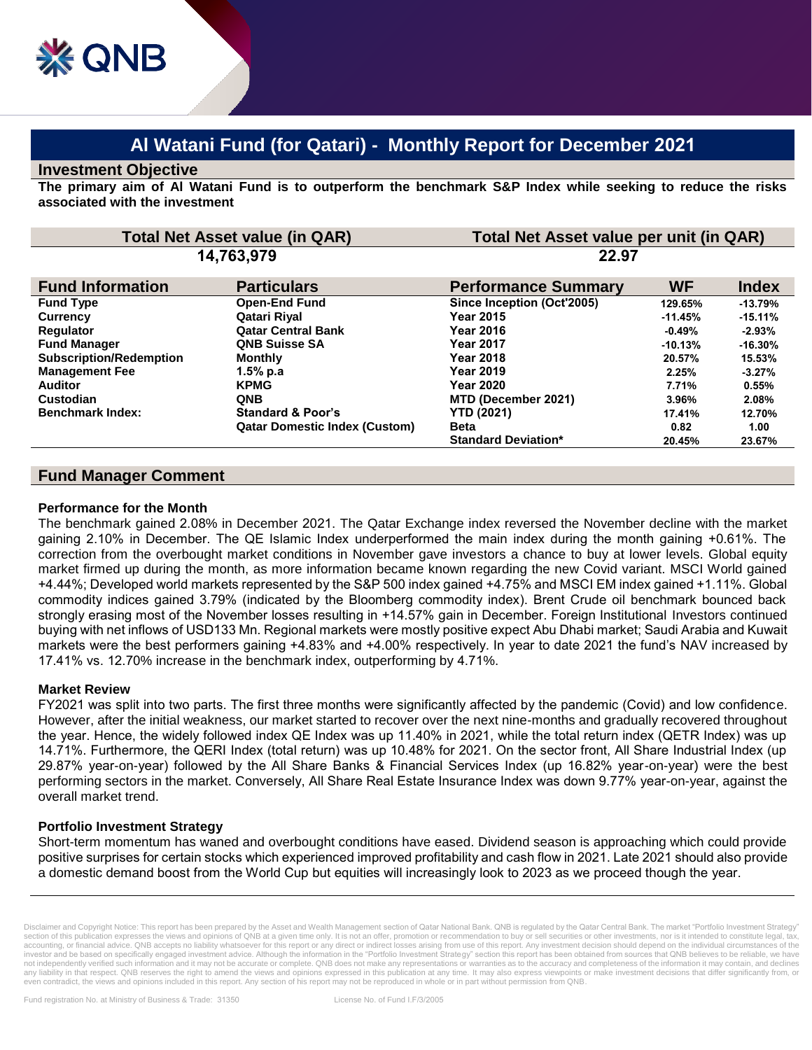# Al Watani Fund (for Qatari) - Monthly Report for December 2021

## Investment Objective

**The primary aim of Al Watani Fund is to outperform the benchmark S&P Index while seeking to reduce the risks associated with the investment**

| Total Net Asset value (in QAR) | Total Net Asset value per unit (in QAR) |
|---|---|
| 14,763,979 | 22.97 |

| Fund Information | Particulars | Performance Summary | WF | Index |
|---|---|---|---|---|
| **Fund Type** | **Open-End Fund** | **Since Inception (Oct'2005)** | 129.65% | -13.79% |
| **Currency** | **Qatari Riyal** | **Year 2015** | -11.45% | -15.11% |
| **Regulator** | **Qatar Central Bank** | **Year 2016** | -0.49% | -2.93% |
| **Fund Manager** | **QNB Suisse SA** | **Year 2017** | -10.13% | -16.30% |
| **Subscription/Redemption** | **Monthly** | **Year 2018** | 20.57% | 15.53% |
| **Management Fee** | **1.5% p.a** | **Year 2019** | 2.25% | -3.27% |
| **Auditor** | **KPMG** | **Year 2020** | 7.71% | 0.55% |
| **Custodian** | **QNB** | **MTD (December 2021)** | 3.96% | 2.08% |
| **Benchmark Index:** | **Standard & Poor's** | **YTD (2021)** | 17.41% | 12.70% |
| | **Qatar Domestic Index (Custom)** | **Beta** | 0.82 | 1.00 |
| | | **Standard Deviation*** | 20.45% | 23.67% |

## Fund Manager Comment

### Performance for the Month

The benchmark gained 2.08% in December 2021. The Qatar Exchange index reversed the November decline with the market gaining 2.10% in December. The QE Islamic Index underperformed the main index during the month gaining +0.61%. The correction from the overbought market conditions in November gave investors a chance to buy at lower levels. Global equity market firmed up during the month, as more information became known regarding the new Covid variant. MSCI World gained +4.44%; Developed world markets represented by the S&P 500 index gained +4.75% and MSCI EM index gained +1.11%. Global commodity indices gained 3.79% (indicated by the Bloomberg commodity index). Brent Crude oil benchmark bounced back strongly erasing most of the November losses resulting in +14.57% gain in December. Foreign Institutional Investors continued buying with net inflows of USD133 Mn. Regional markets were mostly positive expect Abu Dhabi market; Saudi Arabia and Kuwait markets were the best performers gaining +4.83% and +4.00% respectively. In year to date 2021 the fund's NAV increased by 17.41% vs. 12.70% increase in the benchmark index, outperforming by 4.71%.

### Market Review

FY2021 was split into two parts. The first three months were significantly affected by the pandemic (Covid) and low confidence. However, after the initial weakness, our market started to recover over the next nine-months and gradually recovered throughout the year. Hence, the widely followed index QE Index was up 11.40% in 2021, while the total return index (QETR Index) was up 14.71%. Furthermore, the QERI Index (total return) was up 10.48% for 2021. On the sector front, All Share Industrial Index (up 29.87% year-on-year) followed by the All Share Banks & Financial Services Index (up 16.82% year-on-year) were the best performing sectors in the market. Conversely, All Share Real Estate Insurance Index was down 9.77% year-on-year, against the overall market trend.

### Portfolio Investment Strategy

Short-term momentum has waned and overbought conditions have eased. Dividend season is approaching which could provide positive surprises for certain stocks which experienced improved profitability and cash flow in 2021. Late 2021 should also provide a domestic demand boost from the World Cup but equities will increasingly look to 2023 as we proceed though the year.

Disclaimer and Copyright Notice: This report has been prepared by the Asset and Wealth Management section of Qatar National Bank. QNB is regulated by the Qatar Central Bank. The market "Portfolio Investment Strategy" section of this publication expresses the views and opinions of QNB at a given time only. It is not an offer, promotion or recommendation to buy or sell securities or other investments, nor is it intended to constitute legal, tax, accounting, or financial advice. QNB accepts no liability whatsoever for this report or any direct or indirect losses arising from use of this report. Any investment decision should depend on the individual circumstances of the investor and be based on specifically engaged investment advice. Although the information in the "Portfolio Investment Strategy" section this report has been obtained from sources that QNB believes to be reliable, we have not independently verified such information and it may not be accurate or complete. QNB does not make any representations or warranties as to the accuracy and completeness of the information it may contain, and declines any liability in that respect. QNB reserves the right to amend the views and opinions expressed in this publication at any time. It may also express viewpoints or make investment decisions that differ significantly from, or even contradict, the views and opinions included in this report. Any section of his report may not be reproduced in whole or in part without permission from QNB.

Fund registration No. at Ministry of Business & Trade: 31350 License No. of Fund I.F/3/2005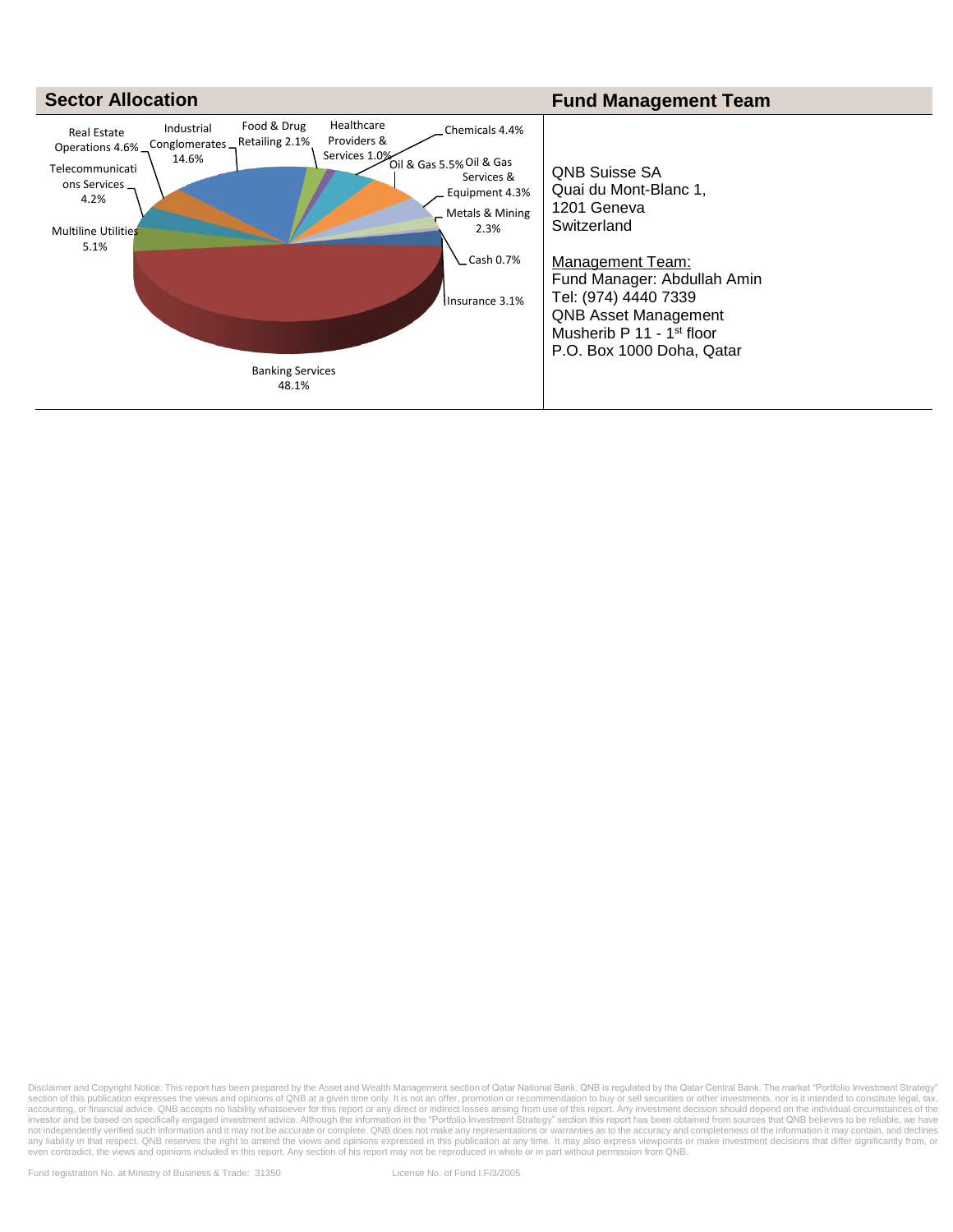## Sector Allocation

Real Estate Operations 4.6%
Industrial Conglomerates 14.6%
Food & Drug Retailing 2.1%
Healthcare Providers & Services 1.0%
Chemicals 4.4%
Telecommunications Services 4.2%
Oil & Gas 5.5%
Oil & Gas Services & Equipment 4.3%
Metals & Mining 2.3%
Multiline Utilities 5.1%
Cash 0.7%
Insurance 3.1%
Banking Services 48.1%

## Fund Management Team

QNB Suisse SA
Quai du Mont-Blanc 1,
1201 Geneva
Switzerland

Management Team:
Fund Manager: Abdullah Amin
Tel: (974) 4440 7339
QNB Asset Management
Musherib P 11 - 1st floor
P.O. Box 1000 Doha, Qatar

Disclaimer and Copyright Notice: This report has been prepared by the Asset and Wealth Management section of Qatar National Bank. QNB is regulated by the Qatar Central Bank. The market "Portfolio Investment Strategy" section of this publication expresses the views and opinions of QNB at a given time only. It is not an offer, promotion or recommendation to buy or sell securities or other investments, nor is it intended to constitute legal, tax, accounting, or financial advice. QNB accepts no liability whatsoever for this report or any direct or indirect losses arising from use of this report. Any investment decision should depend on the individual circumstances of the investor and be based on specifically engaged investment advice. Although the information in the "Portfolio Investment Strategy" section this report has been obtained from sources that QNB believes to be reliable, we have not independently verified such information and it may not be accurate or complete. QNB does not make any representations or warranties as to the accuracy and completeness of the information it may contain, and declines any liability in that respect. QNB reserves the right to amend the views and opinions expressed in this publication at any time. It may also express viewpoints or make investment decisions that differ significantly from, or even contradict, the views and opinions included in this report. Any section of his report may not be reproduced in whole or in part without permission from QNB.

Fund registration No. at Ministry of Business & Trade: 31350 License No. of Fund I.F/3/2005